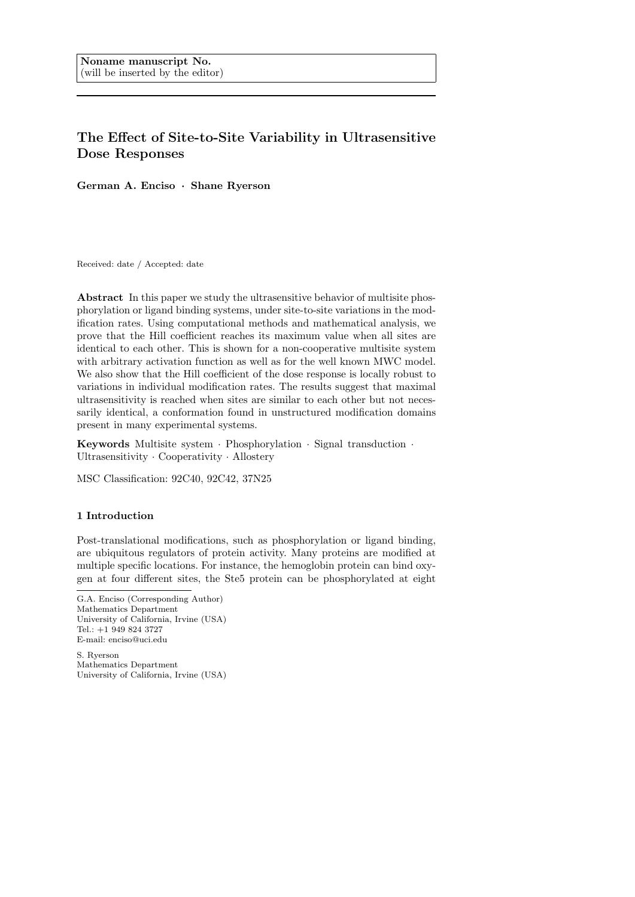**Noname manuscript No.**
(will be inserted by the editor)

# The Effect of Site-to-Site Variability in Ultrasensitive Dose Responses

**German A. Enciso · Shane Ryerson**

Received: date / Accepted: date

**Abstract** In this paper we study the ultrasensitive behavior of multisite phosphorylation or ligand binding systems, under site-to-site variations in the modification rates. Using computational methods and mathematical analysis, we prove that the Hill coefficient reaches its maximum value when all sites are identical to each other. This is shown for a non-cooperative multisite system with arbitrary activation function as well as for the well known MWC model. We also show that the Hill coefficient of the dose response is locally robust to variations in individual modification rates. The results suggest that maximal ultrasensitivity is reached when sites are similar to each other but not necessarily identical, a conformation found in unstructured modification domains present in many experimental systems.

**Keywords** Multisite system · Phosphorylation · Signal transduction · Ultrasensitivity · Cooperativity · Allostery

MSC Classification: 92C40, 92C42, 37N25

## 1 Introduction

Post-translational modifications, such as phosphorylation or ligand binding, are ubiquitous regulators of protein activity. Many proteins are modified at multiple specific locations. For instance, the hemoglobin protein can bind oxygen at four different sites, the Ste5 protein can be phosphorylated at eight

---

G.A. Enciso (Corresponding Author)
Mathematics Department
University of California, Irvine (USA)
Tel.: +1 949 824 3727
E-mail: enciso@uci.edu

S. Ryerson
Mathematics Department
University of California, Irvine (USA)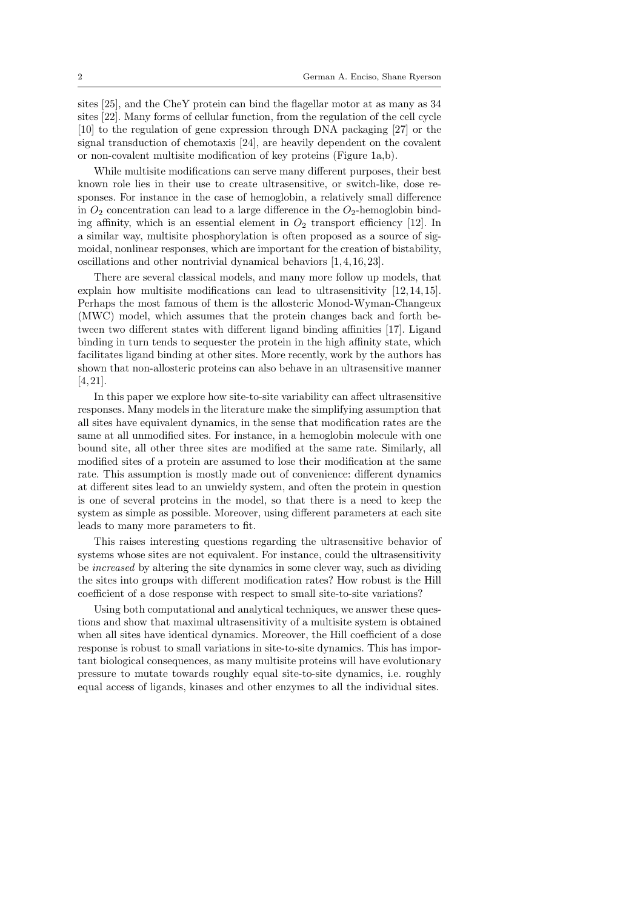sites [25], and the CheY protein can bind the flagellar motor at as many as 34 sites [22]. Many forms of cellular function, from the regulation of the cell cycle [10] to the regulation of gene expression through DNA packaging [27] or the signal transduction of chemotaxis [24], are heavily dependent on the covalent or non-covalent multisite modification of key proteins (Figure 1a,b).

While multisite modifications can serve many different purposes, their best known role lies in their use to create ultrasensitive, or switch-like, dose responses. For instance in the case of hemoglobin, a relatively small difference in $O_2$ concentration can lead to a large difference in the $O_2$-hemoglobin binding affinity, which is an essential element in $O_2$ transport efficiency [12]. In a similar way, multisite phosphorylation is often proposed as a source of sigmoidal, nonlinear responses, which are important for the creation of bistability, oscillations and other nontrivial dynamical behaviors [1,4,16,23].

There are several classical models, and many more follow up models, that explain how multisite modifications can lead to ultrasensitivity [12,14,15]. Perhaps the most famous of them is the allosteric Monod-Wyman-Changeux (MWC) model, which assumes that the protein changes back and forth between two different states with different ligand binding affinities [17]. Ligand binding in turn tends to sequester the protein in the high affinity state, which facilitates ligand binding at other sites. More recently, work by the authors has shown that non-allosteric proteins can also behave in an ultrasensitive manner [4,21].

In this paper we explore how site-to-site variability can affect ultrasensitive responses. Many models in the literature make the simplifying assumption that all sites have equivalent dynamics, in the sense that modification rates are the same at all unmodified sites. For instance, in a hemoglobin molecule with one bound site, all other three sites are modified at the same rate. Similarly, all modified sites of a protein are assumed to lose their modification at the same rate. This assumption is mostly made out of convenience: different dynamics at different sites lead to an unwieldy system, and often the protein in question is one of several proteins in the model, so that there is a need to keep the system as simple as possible. Moreover, using different parameters at each site leads to many more parameters to fit.

This raises interesting questions regarding the ultrasensitive behavior of systems whose sites are not equivalent. For instance, could the ultrasensitivity be *increased* by altering the site dynamics in some clever way, such as dividing the sites into groups with different modification rates? How robust is the Hill coefficient of a dose response with respect to small site-to-site variations?

Using both computational and analytical techniques, we answer these questions and show that maximal ultrasensitivity of a multisite system is obtained when all sites have identical dynamics. Moreover, the Hill coefficient of a dose response is robust to small variations in site-to-site dynamics. This has important biological consequences, as many multisite proteins will have evolutionary pressure to mutate towards roughly equal site-to-site dynamics, i.e. roughly equal access of ligands, kinases and other enzymes to all the individual sites.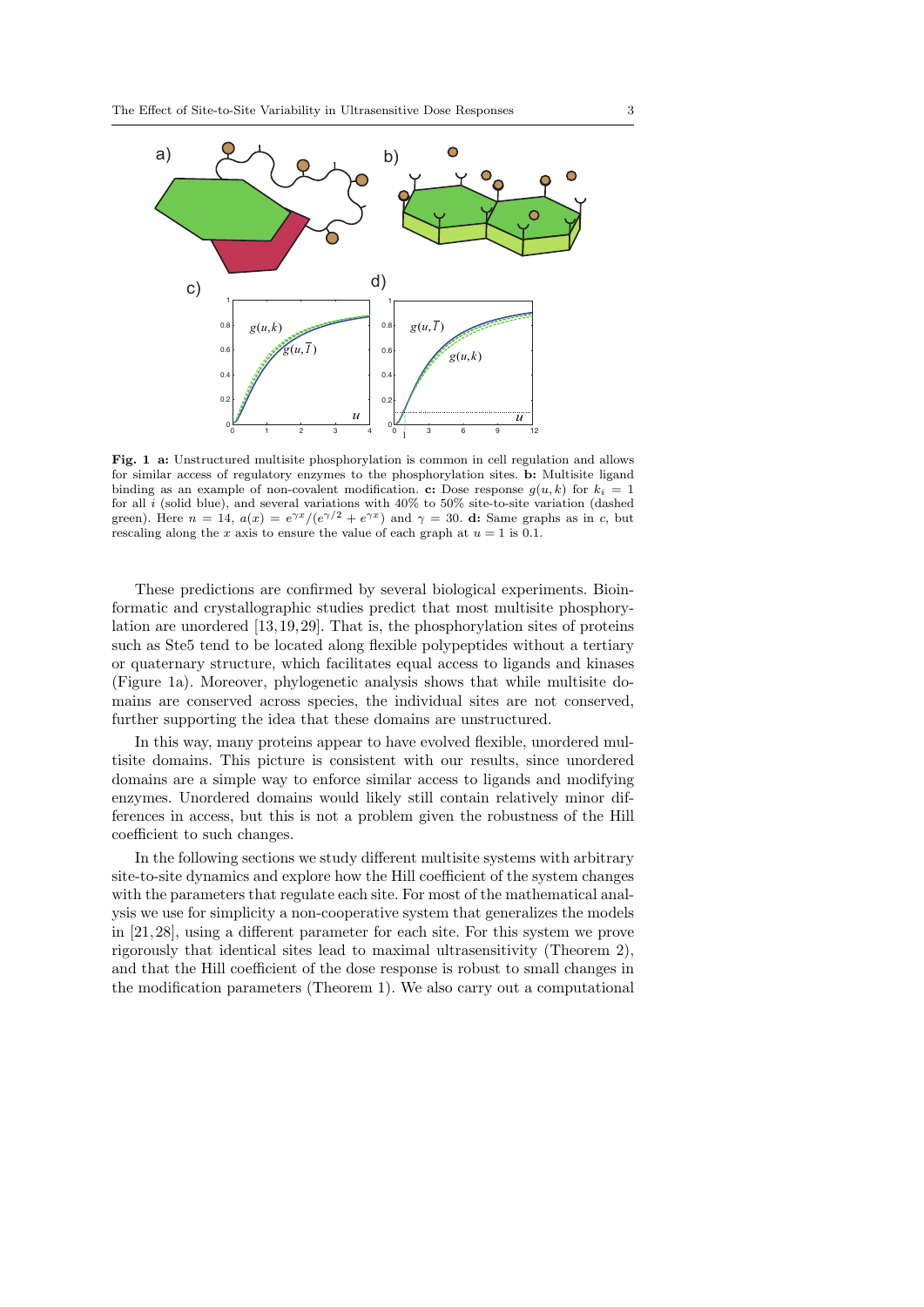**Fig. 1** **a:** Unstructured multisite phosphorylation is common in cell regulation and allows for similar access of regulatory enzymes to the phosphorylation sites. **b:** Multisite ligand binding as an example of non-covalent modification. **c:** Dose response $g(u,k)$ for $k_i = 1$ for all $i$ (solid blue), and several variations with 40% to 50% site-to-site variation (dashed green). Here $n = 14$, $a(x) = e^{\gamma x}/(e^{\gamma/2} + e^{\gamma x})$ and $\gamma = 30$. **d:** Same graphs as in c, but rescaling along the $x$ axis to ensure the value of each graph at $u = 1$ is 0.1.

These predictions are confirmed by several biological experiments. Bioinformatic and crystallographic studies predict that most multisite phosphorylation are unordered [13,19,29]. That is, the phosphorylation sites of proteins such as Ste5 tend to be located along flexible polypeptides without a tertiary or quaternary structure, which facilitates equal access to ligands and kinases (Figure 1a). Moreover, phylogenetic analysis shows that while multisite domains are conserved across species, the individual sites are not conserved, further supporting the idea that these domains are unstructured.

In this way, many proteins appear to have evolved flexible, unordered multisite domains. This picture is consistent with our results, since unordered domains are a simple way to enforce similar access to ligands and modifying enzymes. Unordered domains would likely still contain relatively minor differences in access, but this is not a problem given the robustness of the Hill coefficient to such changes.

In the following sections we study different multisite systems with arbitrary site-to-site dynamics and explore how the Hill coefficient of the system changes with the parameters that regulate each site. For most of the mathematical analysis we use for simplicity a non-cooperative system that generalizes the models in [21,28], using a different parameter for each site. For this system we prove rigorously that identical sites lead to maximal ultrasensitivity (Theorem 2), and that the Hill coefficient of the dose response is robust to small changes in the modification parameters (Theorem 1). We also carry out a computational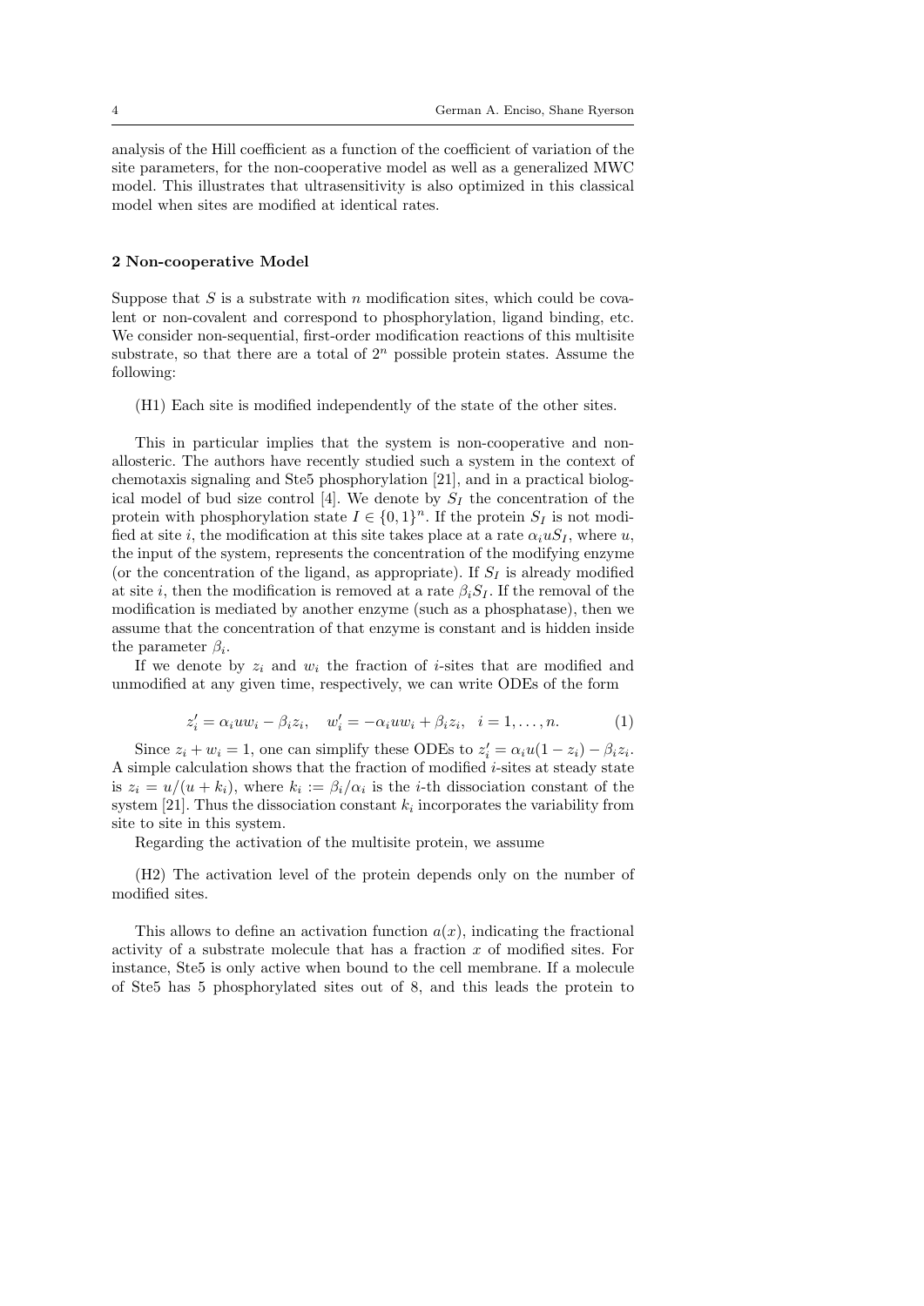analysis of the Hill coefficient as a function of the coefficient of variation of the site parameters, for the non-cooperative model as well as a generalized MWC model. This illustrates that ultrasensitivity is also optimized in this classical model when sites are modified at identical rates.

## 2 Non-cooperative Model

Suppose that $S$ is a substrate with $n$ modification sites, which could be covalent or non-covalent and correspond to phosphorylation, ligand binding, etc. We consider non-sequential, first-order modification reactions of this multisite substrate, so that there are a total of $2^n$ possible protein states. Assume the following:

(H1) Each site is modified independently of the state of the other sites.

This in particular implies that the system is non-cooperative and non-allosteric. The authors have recently studied such a system in the context of chemotaxis signaling and Ste5 phosphorylation [21], and in a practical biological model of bud size control [4]. We denote by $S_I$ the concentration of the protein with phosphorylation state $I \in \{0,1\}^n$. If the protein $S_I$ is not modified at site $i$, the modification at this site takes place at a rate $\alpha_i u S_I$, where $u$, the input of the system, represents the concentration of the modifying enzyme (or the concentration of the ligand, as appropriate). If $S_I$ is already modified at site $i$, then the modification is removed at a rate $\beta_i S_I$. If the removal of the modification is mediated by another enzyme (such as a phosphatase), then we assume that the concentration of that enzyme is constant and is hidden inside the parameter $\beta_i$.

If we denote by $z_i$ and $w_i$ the fraction of $i$-sites that are modified and unmodified at any given time, respectively, we can write ODEs of the form

$$z_i' = \alpha_i u w_i - \beta_i z_i, \quad w_i' = -\alpha_i u w_i + \beta_i z_i, \quad i = 1, \ldots, n. \tag{1}$$

Since $z_i + w_i = 1$, one can simplify these ODEs to $z_i' = \alpha_i u(1 - z_i) - \beta_i z_i$. A simple calculation shows that the fraction of modified $i$-sites at steady state is $z_i = u/(u + k_i)$, where $k_i := \beta_i/\alpha_i$ is the $i$-th dissociation constant of the system [21]. Thus the dissociation constant $k_i$ incorporates the variability from site to site in this system.

Regarding the activation of the multisite protein, we assume

(H2) The activation level of the protein depends only on the number of modified sites.

This allows to define an activation function $a(x)$, indicating the fractional activity of a substrate molecule that has a fraction $x$ of modified sites. For instance, Ste5 is only active when bound to the cell membrane. If a molecule of Ste5 has 5 phosphorylated sites out of 8, and this leads the protein to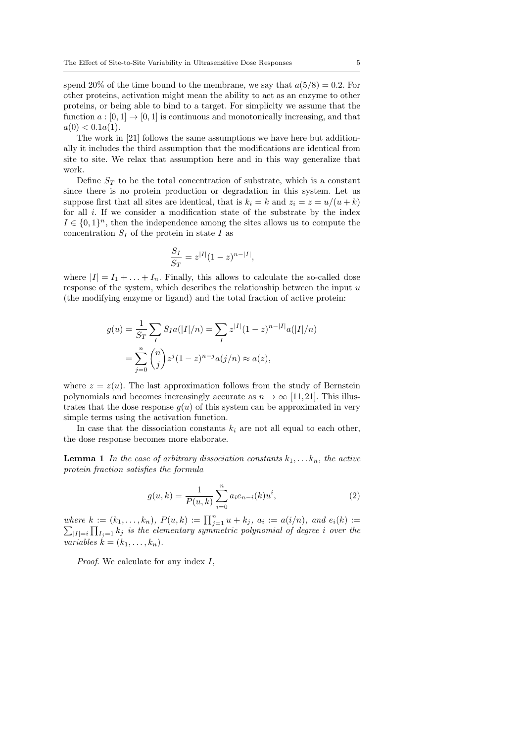spend 20% of the time bound to the membrane, we say that $a(5/8) = 0.2$. For other proteins, activation might mean the ability to act as an enzyme to other proteins, or being able to bind to a target. For simplicity we assume that the function $a : [0, 1] \to [0, 1]$ is continuous and monotonically increasing, and that $a(0) < 0.1a(1)$.

The work in [21] follows the same assumptions we have here but additionally it includes the third assumption that the modifications are identical from site to site. We relax that assumption here and in this way generalize that work.

Define $S_T$ to be the total concentration of substrate, which is a constant since there is no protein production or degradation in this system. Let us suppose first that all sites are identical, that is $k_i = k$ and $z_i = z = u/(u + k)$ for all $i$. If we consider a modification state of the substrate by the index $I \in \{0, 1\}^n$, then the independence among the sites allows us to compute the concentration $S_I$ of the protein in state $I$ as

$$\frac{S_I}{S_T} = z^{|I|}(1 - z)^{n-|I|},$$

where $|I| = I_1 + \ldots + I_n$. Finally, this allows to calculate the so-called dose response of the system, which describes the relationship between the input $u$ (the modifying enzyme or ligand) and the total fraction of active protein:

$$\begin{aligned} g(u) &= \frac{1}{S_T} \sum_I S_I a(|I|/n) = \sum_I z^{|I|}(1 - z)^{n-|I|} a(|I|/n) \\ &= \sum_{j=0}^{n} \binom{n}{j} z^j (1 - z)^{n-j} a(j/n) \approx a(z), \end{aligned}$$

where $z = z(u)$. The last approximation follows from the study of Bernstein polynomials and becomes increasingly accurate as $n \to \infty$ [11,21]. This illustrates that the dose response $g(u)$ of this system can be approximated in very simple terms using the activation function.

In case that the dissociation constants $k_i$ are not all equal to each other, the dose response becomes more elaborate.

**Lemma 1** *In the case of arbitrary dissociation constants $k_1, \ldots k_n$, the active protein fraction satisfies the formula*

$$g(u, k) = \frac{1}{P(u, k)} \sum_{i=0}^{n} a_i e_{n-i}(k) u^i, \tag{2}$$

*where $k := (k_1, \ldots, k_n)$, $P(u, k) := \prod_{j=1}^{n} u + k_j$, $a_i := a(i/n)$, and $e_i(k) := \sum_{|I|=i} \prod_{I_j=1} k_j$ is the elementary symmetric polynomial of degree $i$ over the variables $k = (k_1, \ldots, k_n)$.*

*Proof.* We calculate for any index $I$,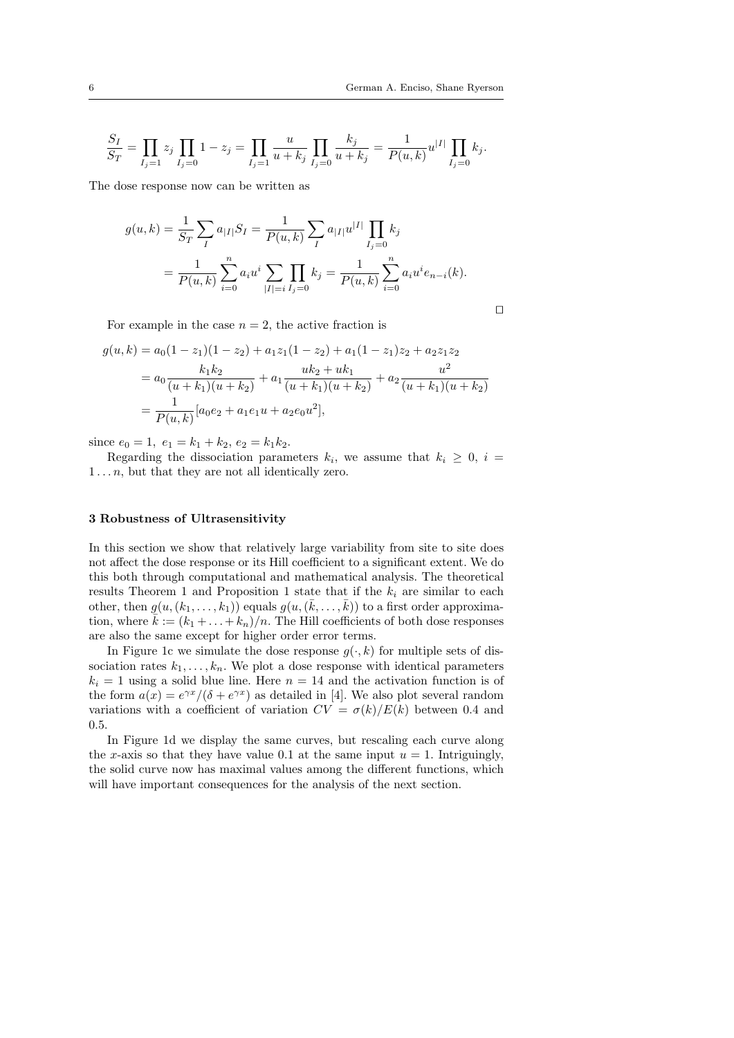$$\frac{S_I}{S_T} = \prod_{I_j=1} z_j \prod_{I_j=0} 1 - z_j = \prod_{I_j=1} \frac{u}{u+k_j} \prod_{I_j=0} \frac{k_j}{u+k_j} = \frac{1}{P(u,k)} u^{|I|} \prod_{I_j=0} k_j.$$

The dose response now can be written as

$$g(u,k) = \frac{1}{S_T} \sum_I a_{|I|} S_I = \frac{1}{P(u,k)} \sum_I a_{|I|} u^{|I|} \prod_{I_j=0} k_j$$
$$= \frac{1}{P(u,k)} \sum_{i=0}^{n} a_i u^i \sum_{|I|=i} \prod_{I_j=0} k_j = \frac{1}{P(u,k)} \sum_{i=0}^{n} a_i u^i e_{n-i}(k).$$

□

For example in the case $n = 2$, the active fraction is

$$g(u,k) = a_0(1-z_1)(1-z_2) + a_1 z_1(1-z_2) + a_1(1-z_1)z_2 + a_2 z_1 z_2$$
$$= a_0 \frac{k_1 k_2}{(u+k_1)(u+k_2)} + a_1 \frac{uk_2 + uk_1}{(u+k_1)(u+k_2)} + a_2 \frac{u^2}{(u+k_1)(u+k_2)}$$
$$= \frac{1}{P(u,k)} [a_0 e_2 + a_1 e_1 u + a_2 e_0 u^2],$$

since $e_0 = 1,\ e_1 = k_1 + k_2,\ e_2 = k_1 k_2$.

Regarding the dissociation parameters $k_i$, we assume that $k_i \geq 0,\ i = 1 \dots n$, but that they are not all identically zero.

## 3 Robustness of Ultrasensitivity

In this section we show that relatively large variability from site to site does not affect the dose response or its Hill coefficient to a significant extent. We do this both through computational and mathematical analysis. The theoretical results Theorem 1 and Proposition 1 state that if the $k_i$ are similar to each other, then $g(u, (k_1, \dots, k_1))$ equals $g(u, (\bar{k}, \dots, \bar{k}))$ to a first order approximation, where $\bar{k} := (k_1 + \dots + k_n)/n$. The Hill coefficients of both dose responses are also the same except for higher order error terms.

In Figure 1c we simulate the dose response $g(\cdot, k)$ for multiple sets of dissociation rates $k_1, \dots, k_n$. We plot a dose response with identical parameters $k_i = 1$ using a solid blue line. Here $n = 14$ and the activation function is of the form $a(x) = e^{\gamma x}/(\delta + e^{\gamma x})$ as detailed in [4]. We also plot several random variations with a coefficient of variation $CV = \sigma(k)/E(k)$ between 0.4 and 0.5.

In Figure 1d we display the same curves, but rescaling each curve along the $x$-axis so that they have value 0.1 at the same input $u = 1$. Intriguingly, the solid curve now has maximal values among the different functions, which will have important consequences for the analysis of the next section.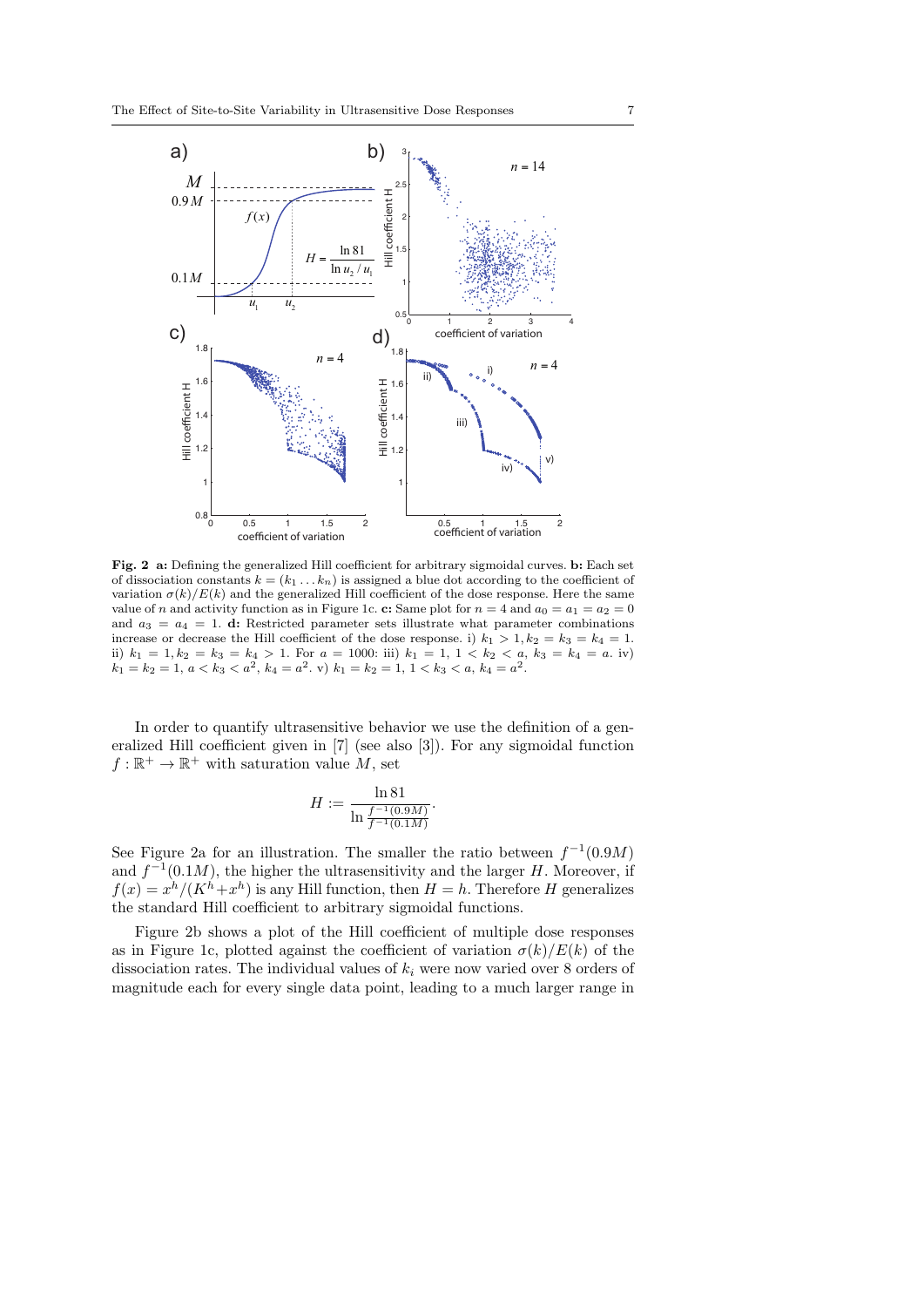**Fig. 2** **a:** Defining the generalized Hill coefficient for arbitrary sigmoidal curves. **b:** Each set of dissociation constants $k = (k_1 \dots k_n)$ is assigned a blue dot according to the coefficient of variation $\sigma(k)/E(k)$ and the generalized Hill coefficient of the dose response. Here the same value of $n$ and activity function as in Figure 1c. **c:** Same plot for $n = 4$ and $a_0 = a_1 = a_2 = 0$ and $a_3 = a_4 = 1$. **d:** Restricted parameter sets illustrate what parameter combinations increase or decrease the Hill coefficient of the dose response. i) $k_1 > 1, k_2 = k_3 = k_4 = 1$. ii) $k_1 = 1, k_2 = k_3 = k_4 > 1$. For $a = 1000$: iii) $k_1 = 1$, $1 < k_2 < a$, $k_3 = k_4 = a$. iv) $k_1 = k_2 = 1$, $a < k_3 < a^2$, $k_4 = a^2$. v) $k_1 = k_2 = 1$, $1 < k_3 < a$, $k_4 = a^2$.

In order to quantify ultrasensitive behavior we use the definition of a generalized Hill coefficient given in [7] (see also [3]). For any sigmoidal function $f : \mathbb{R}^+ \to \mathbb{R}^+$ with saturation value $M$, set

$$H := \frac{\ln 81}{\ln \frac{f^{-1}(0.9M)}{f^{-1}(0.1M)}}.$$

See Figure 2a for an illustration. The smaller the ratio between $f^{-1}(0.9M)$ and $f^{-1}(0.1M)$, the higher the ultrasensitivity and the larger $H$. Moreover, if $f(x) = x^h/(K^h+x^h)$ is any Hill function, then $H = h$. Therefore $H$ generalizes the standard Hill coefficient to arbitrary sigmoidal functions.

Figure 2b shows a plot of the Hill coefficient of multiple dose responses as in Figure 1c, plotted against the coefficient of variation $\sigma(k)/E(k)$ of the dissociation rates. The individual values of $k_i$ were now varied over 8 orders of magnitude each for every single data point, leading to a much larger range in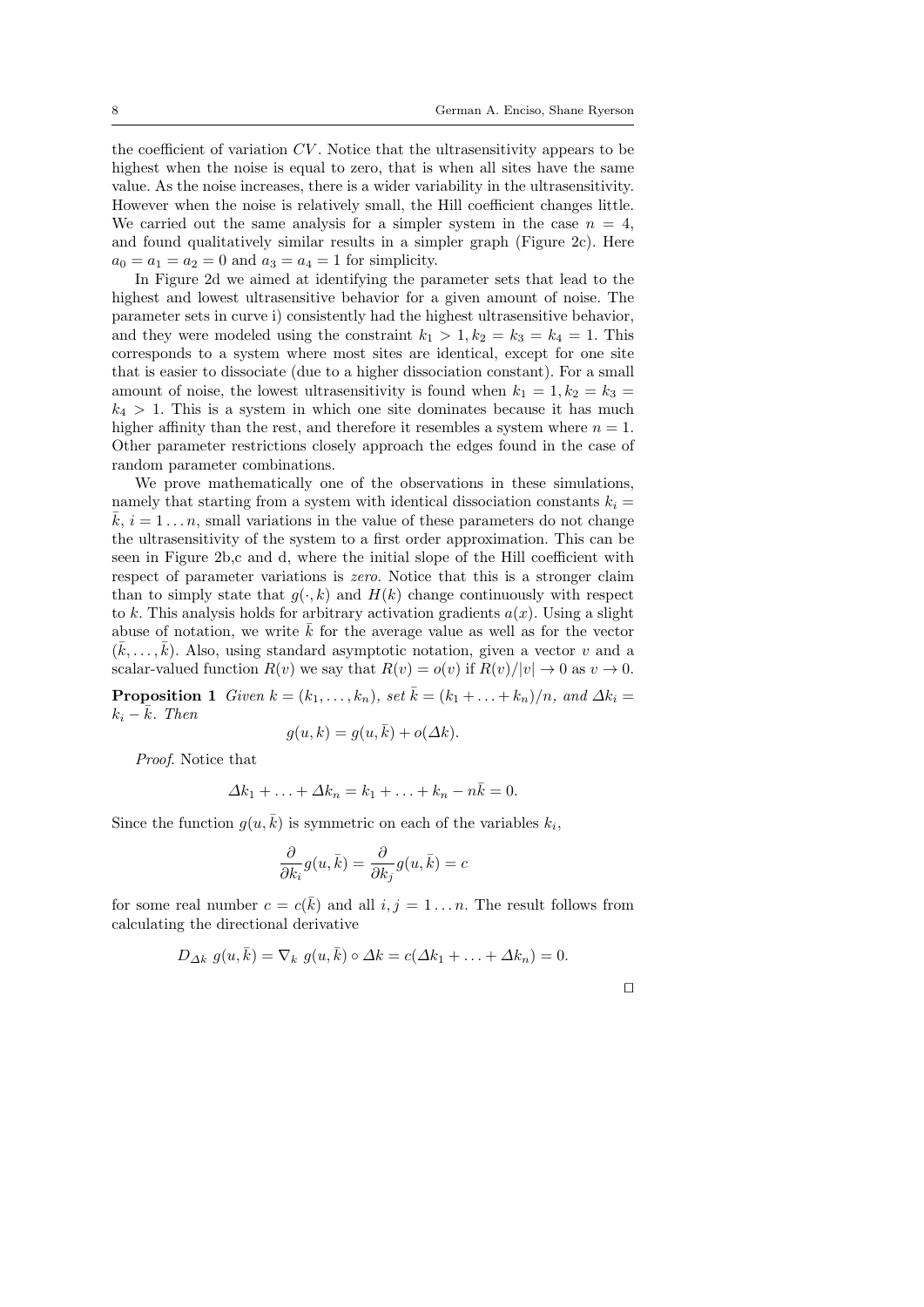the coefficient of variation $CV$. Notice that the ultrasensitivity appears to be highest when the noise is equal to zero, that is when all sites have the same value. As the noise increases, there is a wider variability in the ultrasensitivity. However when the noise is relatively small, the Hill coefficient changes little. We carried out the same analysis for a simpler system in the case $n = 4$, and found qualitatively similar results in a simpler graph (Figure 2c). Here $a_0 = a_1 = a_2 = 0$ and $a_3 = a_4 = 1$ for simplicity.

In Figure 2d we aimed at identifying the parameter sets that lead to the highest and lowest ultrasensitive behavior for a given amount of noise. The parameter sets in curve i) consistently had the highest ultrasensitive behavior, and they were modeled using the constraint $k_1 > 1, k_2 = k_3 = k_4 = 1$. This corresponds to a system where most sites are identical, except for one site that is easier to dissociate (due to a higher dissociation constant). For a small amount of noise, the lowest ultrasensitivity is found when $k_1 = 1, k_2 = k_3 = k_4 > 1$. This is a system in which one site dominates because it has much higher affinity than the rest, and therefore it resembles a system where $n = 1$. Other parameter restrictions closely approach the edges found in the case of random parameter combinations.

We prove mathematically one of the observations in these simulations, namely that starting from a system with identical dissociation constants $k_i = \bar{k}$, $i = 1 \ldots n$, small variations in the value of these parameters do not change the ultrasensitivity of the system to a first order approximation. This can be seen in Figure 2b,c and d, where the initial slope of the Hill coefficient with respect of parameter variations is *zero*. Notice that this is a stronger claim than to simply state that $g(\cdot, k)$ and $H(k)$ change continuously with respect to $k$. This analysis holds for arbitrary activation gradients $a(x)$. Using a slight abuse of notation, we write $\bar{k}$ for the average value as well as for the vector $(\bar{k}, \ldots, \bar{k})$. Also, using standard asymptotic notation, given a vector $v$ and a scalar-valued function $R(v)$ we say that $R(v) = o(v)$ if $R(v)/|v| \to 0$ as $v \to 0$.

**Proposition 1** *Given $k = (k_1, \ldots, k_n)$, set $\bar{k} = (k_1 + \ldots + k_n)/n$, and $\Delta k_i = k_i - \bar{k}$. Then*

$$g(u, k) = g(u, \bar{k}) + o(\Delta k).$$

*Proof.* Notice that

$$\Delta k_1 + \ldots + \Delta k_n = k_1 + \ldots + k_n - n\bar{k} = 0.$$

Since the function $g(u, \bar{k})$ is symmetric on each of the variables $k_i$,

$$\frac{\partial}{\partial k_i} g(u, \bar{k}) = \frac{\partial}{\partial k_j} g(u, \bar{k}) = c$$

for some real number $c = c(\bar{k})$ and all $i, j = 1 \ldots n$. The result follows from calculating the directional derivative

$$D_{\Delta k}\ g(u, \bar{k}) = \nabla_k\ g(u, \bar{k}) \circ \Delta k = c(\Delta k_1 + \ldots + \Delta k_n) = 0.$$

□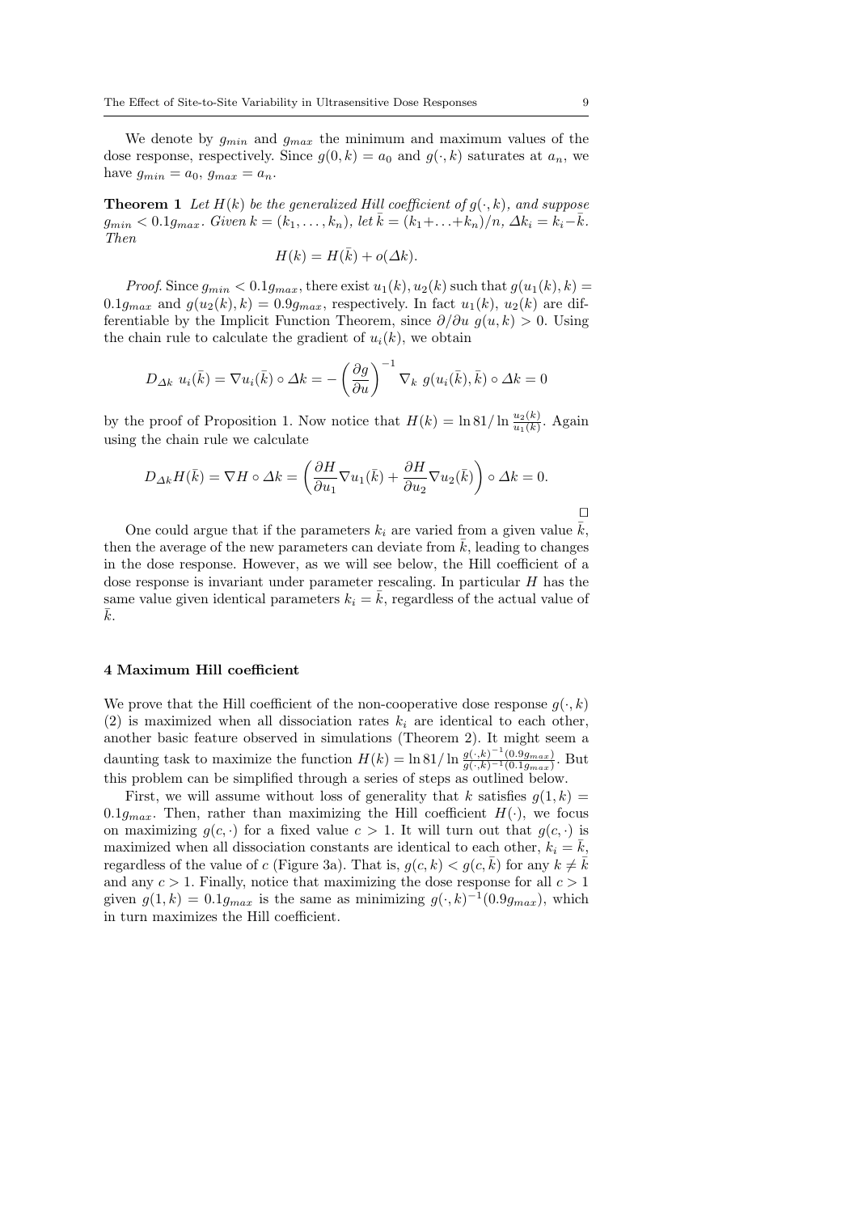We denote by $g_{min}$ and $g_{max}$ the minimum and maximum values of the dose response, respectively. Since $g(0, k) = a_0$ and $g(\cdot, k)$ saturates at $a_n$, we have $g_{min} = a_0$, $g_{max} = a_n$.

**Theorem 1** *Let $H(k)$ be the generalized Hill coefficient of $g(\cdot, k)$, and suppose $g_{min} < 0.1 g_{max}$. Given $k = (k_1, \ldots, k_n)$, let $\bar{k} = (k_1 + \ldots + k_n)/n$, $\Delta k_i = k_i - \bar{k}$. Then*

$$H(k) = H(\bar{k}) + o(\Delta k).$$

*Proof.* Since $g_{min} < 0.1 g_{max}$, there exist $u_1(k), u_2(k)$ such that $g(u_1(k), k) = 0.1 g_{max}$ and $g(u_2(k), k) = 0.9 g_{max}$, respectively. In fact $u_1(k)$, $u_2(k)$ are differentiable by the Implicit Function Theorem, since $\partial/\partial u \; g(u, k) > 0$. Using the chain rule to calculate the gradient of $u_i(k)$, we obtain

$$D_{\Delta k} \; u_i(\bar{k}) = \nabla u_i(\bar{k}) \circ \Delta k = - \left( \frac{\partial g}{\partial u} \right)^{-1} \nabla_k \; g(u_i(\bar{k}), \bar{k}) \circ \Delta k = 0$$

by the proof of Proposition 1. Now notice that $H(k) = \ln 81 / \ln \frac{u_2(k)}{u_1(k)}$. Again using the chain rule we calculate

$$D_{\Delta k} H(\bar{k}) = \nabla H \circ \Delta k = \left( \frac{\partial H}{\partial u_1} \nabla u_1(\bar{k}) + \frac{\partial H}{\partial u_2} \nabla u_2(\bar{k}) \right) \circ \Delta k = 0.$$

□

One could argue that if the parameters $k_i$ are varied from a given value $\bar{k}$, then the average of the new parameters can deviate from $\bar{k}$, leading to changes in the dose response. However, as we will see below, the Hill coefficient of a dose response is invariant under parameter rescaling. In particular $H$ has the same value given identical parameters $k_i = \bar{k}$, regardless of the actual value of $\bar{k}$.

## 4 Maximum Hill coefficient

We prove that the Hill coefficient of the non-cooperative dose response $g(\cdot, k)$ (2) is maximized when all dissociation rates $k_i$ are identical to each other, another basic feature observed in simulations (Theorem 2). It might seem a daunting task to maximize the function $H(k) = \ln 81 / \ln \frac{g(\cdot,k)^{-1}(0.9 g_{max})}{g(\cdot,k)^{-1}(0.1 g_{max})}$. But this problem can be simplified through a series of steps as outlined below.

First, we will assume without loss of generality that $k$ satisfies $g(1, k) = 0.1 g_{max}$. Then, rather than maximizing the Hill coefficient $H(\cdot)$, we focus on maximizing $g(c, \cdot)$ for a fixed value $c > 1$. It will turn out that $g(c, \cdot)$ is maximized when all dissociation constants are identical to each other, $k_i = \bar{k}$, regardless of the value of $c$ (Figure 3a). That is, $g(c, k) < g(c, \bar{k})$ for any $k \neq \bar{k}$ and any $c > 1$. Finally, notice that maximizing the dose response for all $c > 1$ given $g(1, k) = 0.1 g_{max}$ is the same as minimizing $g(\cdot, k)^{-1}(0.9 g_{max})$, which in turn maximizes the Hill coefficient.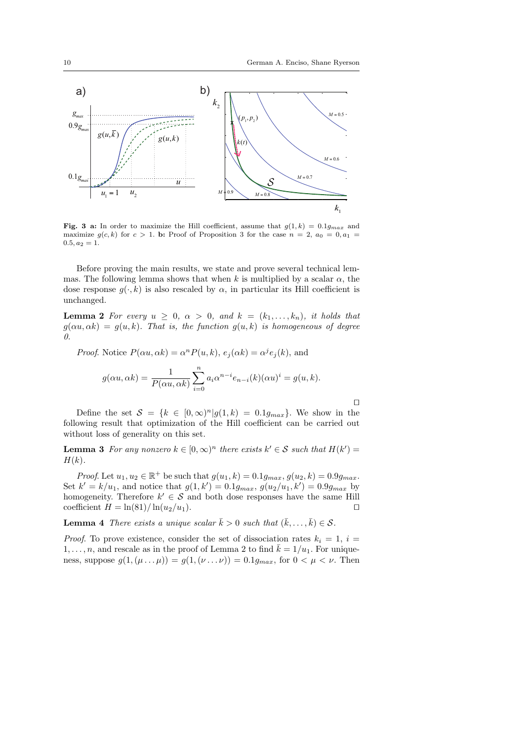**Fig. 3** **a:** In order to maximize the Hill coefficient, assume that $g(1, k) = 0.1g_{max}$ and maximize $g(c, k)$ for $c > 1$. **b:** Proof of Proposition 3 for the case $n = 2$, $a_0 = 0, a_1 = 0.5, a_2 = 1$.

Before proving the main results, we state and prove several technical lemmas. The following lemma shows that when $k$ is multiplied by a scalar $\alpha$, the dose response $g(\cdot, k)$ is also rescaled by $\alpha$, in particular its Hill coefficient is unchanged.

**Lemma 2** *For every $u \geq 0$, $\alpha > 0$, and $k = (k_1, \ldots, k_n)$, it holds that $g(\alpha u, \alpha k) = g(u, k)$. That is, the function $g(u, k)$ is homogeneous of degree 0.*

*Proof.* Notice $P(\alpha u, \alpha k) = \alpha^n P(u, k)$, $e_j(\alpha k) = \alpha^j e_j(k)$, and

$$g(\alpha u, \alpha k) = \frac{1}{P(\alpha u, \alpha k)} \sum_{i=0}^{n} a_i \alpha^{n-i} e_{n-i}(k)(\alpha u)^i = g(u, k).$$

$\square$

Define the set $\mathcal{S} = \{k \in [0, \infty)^n | g(1, k) = 0.1g_{max}\}$. We show in the following result that optimization of the Hill coefficient can be carried out without loss of generality on this set.

**Lemma 3** *For any nonzero $k \in [0, \infty)^n$ there exists $k' \in \mathcal{S}$ such that $H(k') = H(k)$.*

*Proof.* Let $u_1, u_2 \in \mathbb{R}^+$ be such that $g(u_1, k) = 0.1g_{max}$, $g(u_2, k) = 0.9g_{max}$. Set $k' = k/u_1$, and notice that $g(1, k') = 0.1g_{max}$, $g(u_2/u_1, k') = 0.9g_{max}$ by homogeneity. Therefore $k' \in \mathcal{S}$ and both dose responses have the same Hill coefficient $H = \ln(81)/\ln(u_2/u_1)$. $\square$

**Lemma 4** *There exists a unique scalar $\bar{k} > 0$ such that $(\bar{k}, \ldots, \bar{k}) \in \mathcal{S}$.*

*Proof.* To prove existence, consider the set of dissociation rates $k_i = 1$, $i = 1, \ldots, n$, and rescale as in the proof of Lemma 2 to find $\bar{k} = 1/u_1$. For uniqueness, suppose $g(1, (\mu \ldots \mu)) = g(1, (\nu \ldots \nu)) = 0.1g_{max}$, for $0 < \mu < \nu$. Then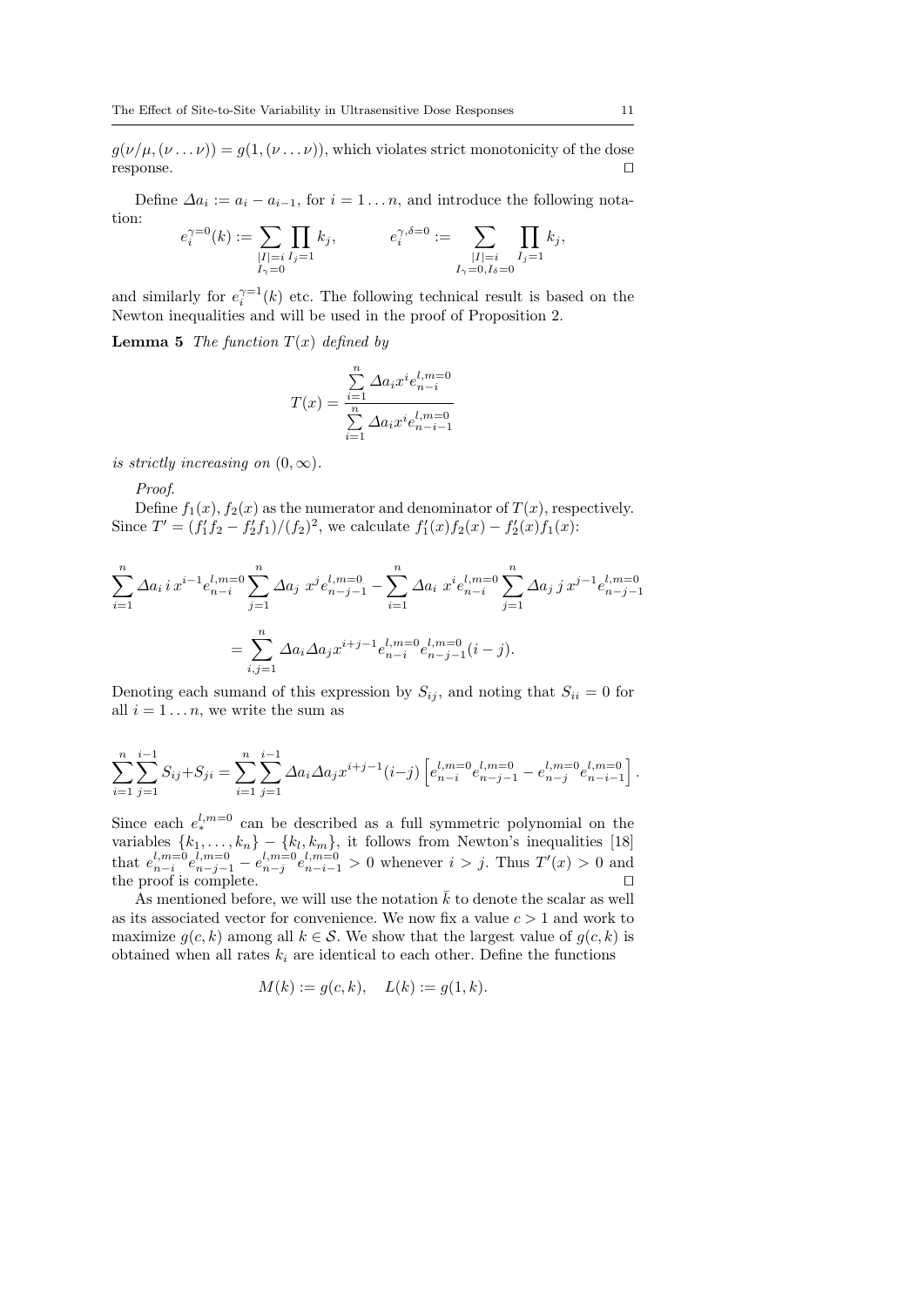$g(\nu/\mu, (\nu \ldots \nu)) = g(1, (\nu \ldots \nu))$, which violates strict monotonicity of the dose response. $\square$

Define $\Delta a_i := a_i - a_{i-1}$, for $i = 1 \ldots n$, and introduce the following notation:

$$e_i^{\gamma=0}(k) := \sum_{\substack{|I|=i \\ I_\gamma=0}} \prod_{I_j=1} k_j, \qquad e_i^{\gamma,\delta=0} := \sum_{\substack{|I|=i \\ I_\gamma=0, I_\delta=0}} \prod_{I_j=1} k_j,$$

and similarly for $e_i^{\gamma=1}(k)$ etc. The following technical result is based on the Newton inequalities and will be used in the proof of Proposition 2.

**Lemma 5** *The function $T(x)$ defined by*

$$T(x) = \frac{\sum_{i=1}^{n} \Delta a_i x^i e_{n-i}^{l,m=0}}{\sum_{i=1}^{n} \Delta a_i x^i e_{n-i-1}^{l,m=0}}$$

*is strictly increasing on $(0, \infty)$.*

*Proof.*

Define $f_1(x), f_2(x)$ as the numerator and denominator of $T(x)$, respectively. Since $T' = (f_1' f_2 - f_2' f_1)/(f_2)^2$, we calculate $f_1'(x)f_2(x) - f_2'(x)f_1(x)$:

$$\sum_{i=1}^{n} \Delta a_i \, i \, x^{i-1} e_{n-i}^{l,m=0} \sum_{j=1}^{n} \Delta a_j \; x^j e_{n-j-1}^{l,m=0} - \sum_{i=1}^{n} \Delta a_i \; x^i e_{n-i}^{l,m=0} \sum_{j=1}^{n} \Delta a_j \, j \, x^{j-1} e_{n-j-1}^{l,m=0}$$

$$= \sum_{i,j=1}^{n} \Delta a_i \Delta a_j x^{i+j-1} e_{n-i}^{l,m=0} e_{n-j-1}^{l,m=0} (i-j).$$

Denoting each sumand of this expression by $S_{ij}$, and noting that $S_{ii} = 0$ for all $i = 1 \ldots n$, we write the sum as

$$\sum_{i=1}^{n} \sum_{j=1}^{i-1} S_{ij} + S_{ji} = \sum_{i=1}^{n} \sum_{j=1}^{i-1} \Delta a_i \Delta a_j x^{i+j-1} (i-j) \left[ e_{n-i}^{l,m=0} e_{n-j-1}^{l,m=0} - e_{n-j}^{l,m=0} e_{n-i-1}^{l,m=0} \right].$$

Since each $e_*^{l,m=0}$ can be described as a full symmetric polynomial on the variables $\{k_1, \ldots, k_n\} - \{k_l, k_m\}$, it follows from Newton's inequalities [18] that $e_{n-i}^{l,m=0} e_{n-j-1}^{l,m=0} - e_{n-j}^{l,m=0} e_{n-i-1}^{l,m=0} > 0$ whenever $i > j$. Thus $T'(x) > 0$ and the proof is complete. $\square$

As mentioned before, we will use the notation $\bar{k}$ to denote the scalar as well as its associated vector for convenience. We now fix a value $c > 1$ and work to maximize $g(c, k)$ among all $k \in \mathcal{S}$. We show that the largest value of $g(c, k)$ is obtained when all rates $k_i$ are identical to each other. Define the functions

$$M(k) := g(c, k), \quad L(k) := g(1, k).$$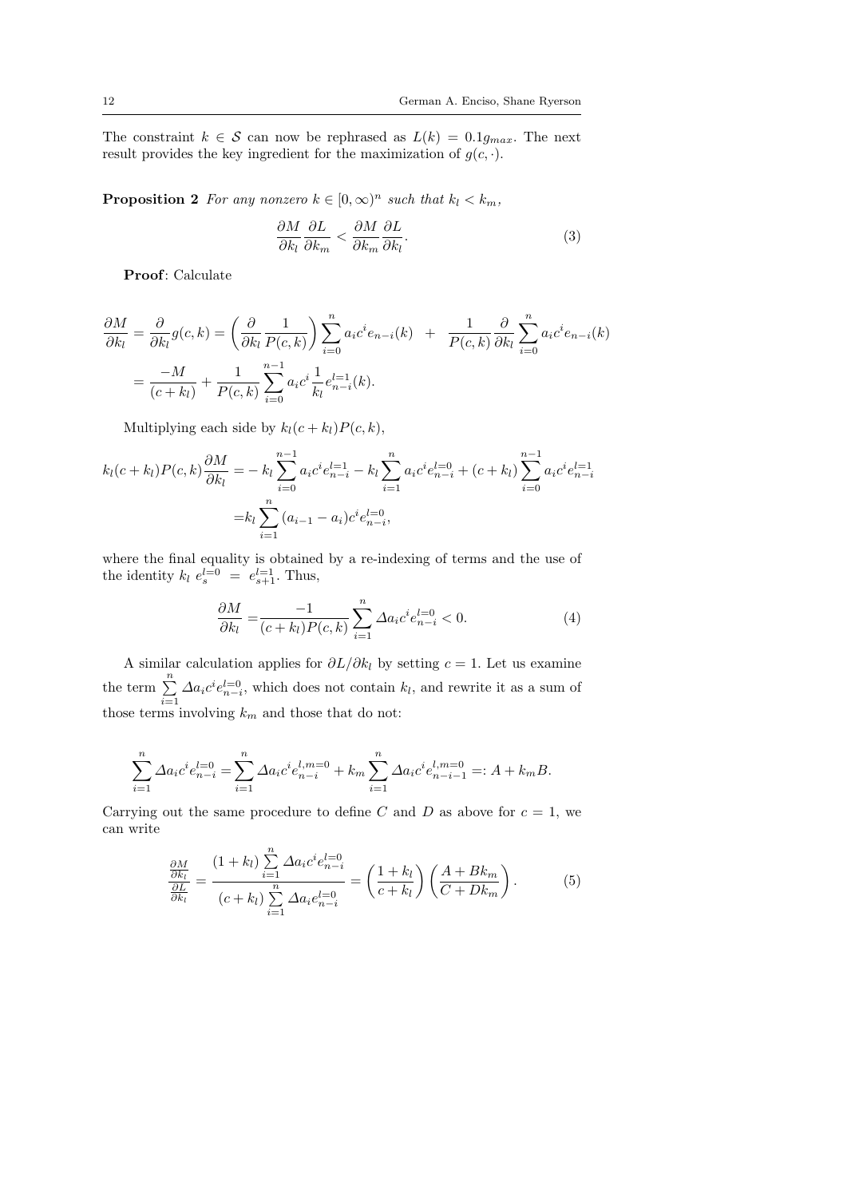The constraint $k \in \mathcal{S}$ can now be rephrased as $L(k) = 0.1g_{max}$. The next result provides the key ingredient for the maximization of $g(c, \cdot)$.

**Proposition 2** *For any nonzero $k \in [0, \infty)^n$ such that $k_l < k_m$,*

$$\frac{\partial M}{\partial k_l}\frac{\partial L}{\partial k_m} < \frac{\partial M}{\partial k_m}\frac{\partial L}{\partial k_l}. \tag{3}$$

**Proof**: Calculate

$$\begin{aligned}
\frac{\partial M}{\partial k_l} &= \frac{\partial}{\partial k_l} g(c,k) = \left(\frac{\partial}{\partial k_l}\frac{1}{P(c,k)}\right)\sum_{i=0}^{n} a_i c^i e_{n-i}(k) \quad + \quad \frac{1}{P(c,k)}\frac{\partial}{\partial k_l}\sum_{i=0}^{n} a_i c^i e_{n-i}(k) \\
&= \frac{-M}{(c+k_l)} + \frac{1}{P(c,k)}\sum_{i=0}^{n-1} a_i c^i \frac{1}{k_l} e_{n-i}^{l=1}(k).
\end{aligned}$$

Multiplying each side by $k_l(c+k_l)P(c,k)$,

$$\begin{aligned}
k_l(c+k_l)P(c,k)\frac{\partial M}{\partial k_l} &= -\,k_l\sum_{i=0}^{n-1} a_i c^i e_{n-i}^{l=1} - k_l\sum_{i=1}^{n} a_i c^i e_{n-i}^{l=0} + (c+k_l)\sum_{i=0}^{n-1} a_i c^i e_{n-i}^{l=1} \\
&= k_l\sum_{i=1}^{n}(a_{i-1}-a_i)c^i e_{n-i}^{l=0},
\end{aligned}$$

where the final equality is obtained by a re-indexing of terms and the use of the identity $k_l\ e_s^{l=0} \ = \ e_{s+1}^{l=1}$. Thus,

$$\frac{\partial M}{\partial k_l} = \frac{-1}{(c+k_l)P(c,k)}\sum_{i=1}^{n}\Delta a_i c^i e_{n-i}^{l=0} < 0. \tag{4}$$

A similar calculation applies for $\partial L/\partial k_l$ by setting $c = 1$. Let us examine the term $\sum_{i=1}^{n}\Delta a_i c^i e_{n-i}^{l=0}$, which does not contain $k_l$, and rewrite it as a sum of those terms involving $k_m$ and those that do not:

$$\sum_{i=1}^{n}\Delta a_i c^i e_{n-i}^{l=0} = \sum_{i=1}^{n}\Delta a_i c^i e_{n-i}^{l,m=0} + k_m\sum_{i=1}^{n}\Delta a_i c^i e_{n-i-1}^{l,m=0} =: A + k_m B.$$

Carrying out the same procedure to define $C$ and $D$ as above for $c = 1$, we can write

$$\frac{\frac{\partial M}{\partial k_l}}{\frac{\partial L}{\partial k_l}} = \frac{(1+k_l)\sum_{i=1}^{n}\Delta a_i c^i e_{n-i}^{l=0}}{(c+k_l)\sum_{i=1}^{n}\Delta a_i e_{n-i}^{l=0}} = \left(\frac{1+k_l}{c+k_l}\right)\left(\frac{A+Bk_m}{C+Dk_m}\right). \tag{5}$$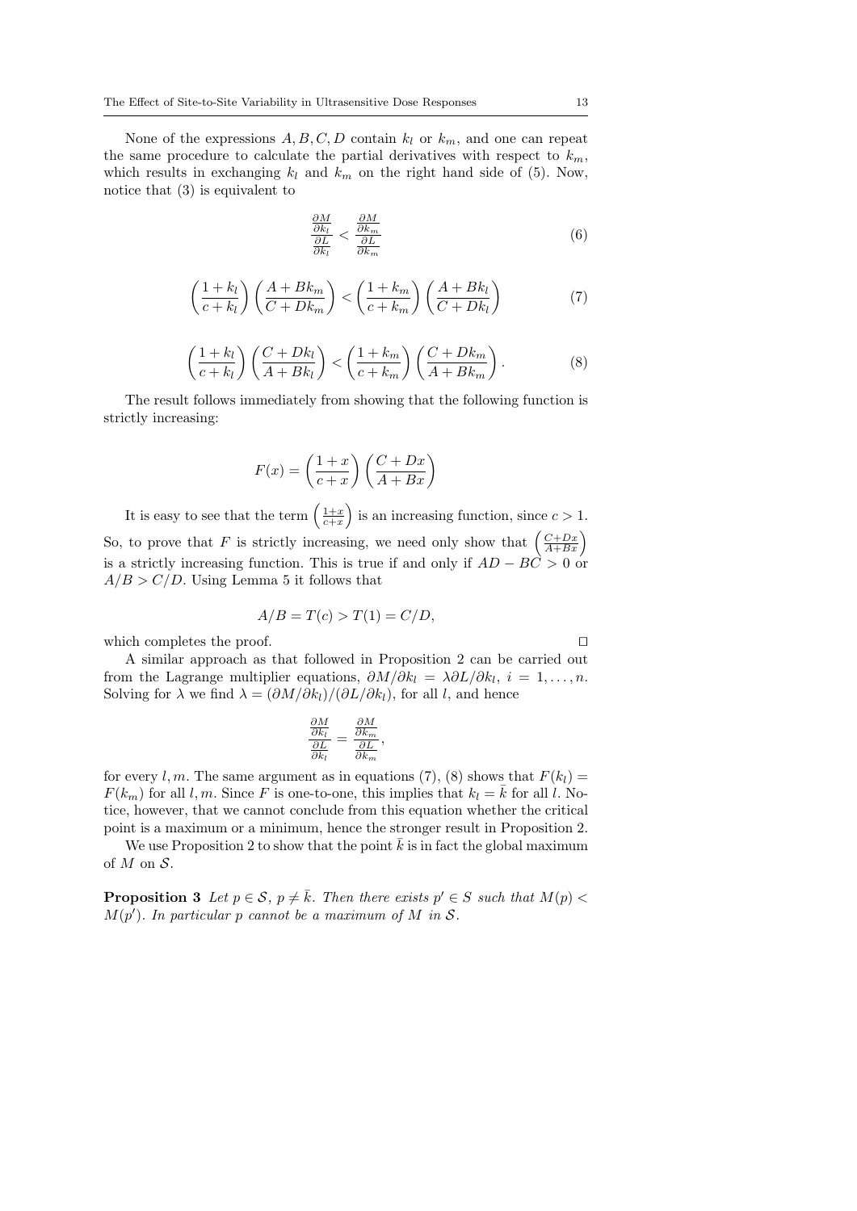None of the expressions $A, B, C, D$ contain $k_l$ or $k_m$, and one can repeat the same procedure to calculate the partial derivatives with respect to $k_m$, which results in exchanging $k_l$ and $k_m$ on the right hand side of (5). Now, notice that (3) is equivalent to

$$\frac{\frac{\partial M}{\partial k_l}}{\frac{\partial L}{\partial k_l}} < \frac{\frac{\partial M}{\partial k_m}}{\frac{\partial L}{\partial k_m}} \tag{6}$$

$$\left(\frac{1+k_l}{c+k_l}\right)\left(\frac{A+Bk_m}{C+Dk_m}\right) < \left(\frac{1+k_m}{c+k_m}\right)\left(\frac{A+Bk_l}{C+Dk_l}\right) \tag{7}$$

$$\left(\frac{1+k_l}{c+k_l}\right)\left(\frac{C+Dk_l}{A+Bk_l}\right) < \left(\frac{1+k_m}{c+k_m}\right)\left(\frac{C+Dk_m}{A+Bk_m}\right). \tag{8}$$

The result follows immediately from showing that the following function is strictly increasing:

$$F(x) = \left(\frac{1+x}{c+x}\right)\left(\frac{C+Dx}{A+Bx}\right)$$

It is easy to see that the term $\left(\frac{1+x}{c+x}\right)$ is an increasing function, since $c > 1$. So, to prove that $F$ is strictly increasing, we need only show that $\left(\frac{C+Dx}{A+Bx}\right)$ is a strictly increasing function. This is true if and only if $AD - BC > 0$ or $A/B > C/D$. Using Lemma 5 it follows that

$$A/B = T(c) > T(1) = C/D,$$

which completes the proof. □

A similar approach as that followed in Proposition 2 can be carried out from the Lagrange multiplier equations, $\partial M/\partial k_l = \lambda \partial L/\partial k_l$, $i = 1, \ldots, n$. Solving for $\lambda$ we find $\lambda = (\partial M/\partial k_l)/(\partial L/\partial k_l)$, for all $l$, and hence

$$\frac{\frac{\partial M}{\partial k_l}}{\frac{\partial L}{\partial k_l}} = \frac{\frac{\partial M}{\partial k_m}}{\frac{\partial L}{\partial k_m}},$$

for every $l, m$. The same argument as in equations (7), (8) shows that $F(k_l) = F(k_m)$ for all $l, m$. Since $F$ is one-to-one, this implies that $k_l = \bar{k}$ for all $l$. Notice, however, that we cannot conclude from this equation whether the critical point is a maximum or a minimum, hence the stronger result in Proposition 2.

We use Proposition 2 to show that the point $\bar{k}$ is in fact the global maximum of $M$ on $\mathcal{S}$.

**Proposition 3** *Let $p \in \mathcal{S}$, $p \neq \bar{k}$. Then there exists $p' \in S$ such that $M(p) < M(p')$. In particular $p$ cannot be a maximum of $M$ in $\mathcal{S}$.*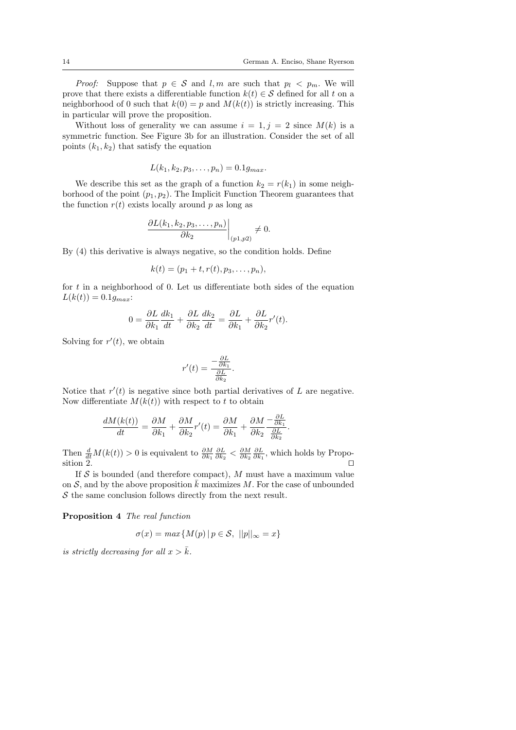*Proof:* Suppose that $p \in \mathcal{S}$ and $l, m$ are such that $p_l < p_m$. We will prove that there exists a differentiable function $k(t) \in \mathcal{S}$ defined for all $t$ on a neighborhood of 0 such that $k(0) = p$ and $M(k(t))$ is strictly increasing. This in particular will prove the proposition.

Without loss of generality we can assume $i = 1, j = 2$ since $M(k)$ is a symmetric function. See Figure 3b for an illustration. Consider the set of all points $(k_1, k_2)$ that satisfy the equation

$$L(k_1, k_2, p_3, \ldots, p_n) = 0.1 g_{max}.$$

We describe this set as the graph of a function $k_2 = r(k_1)$ in some neighborhood of the point $(p_1, p_2)$. The Implicit Function Theorem guarantees that the function $r(t)$ exists locally around $p$ as long as

$$\left.\frac{\partial L(k_1, k_2, p_3, \ldots, p_n)}{\partial k_2}\right|_{(p1,p2)} \neq 0.$$

By (4) this derivative is always negative, so the condition holds. Define

$$k(t) = (p_1 + t, r(t), p_3, \ldots, p_n),$$

for $t$ in a neighborhood of 0. Let us differentiate both sides of the equation $L(k(t)) = 0.1 g_{max}$:

$$0 = \frac{\partial L}{\partial k_1}\frac{dk_1}{dt} + \frac{\partial L}{\partial k_2}\frac{dk_2}{dt} = \frac{\partial L}{\partial k_1} + \frac{\partial L}{\partial k_2} r'(t).$$

Solving for $r'(t)$, we obtain

$$r'(t) = \frac{-\frac{\partial L}{\partial k_1}}{\frac{\partial L}{\partial k_2}}.$$

Notice that $r'(t)$ is negative since both partial derivatives of $L$ are negative. Now differentiate $M(k(t))$ with respect to $t$ to obtain

$$\frac{dM(k(t))}{dt} = \frac{\partial M}{\partial k_1} + \frac{\partial M}{\partial k_2} r'(t) = \frac{\partial M}{\partial k_1} + \frac{\partial M}{\partial k_2}\frac{-\frac{\partial L}{\partial k_1}}{\frac{\partial L}{\partial k_2}}.$$

Then $\frac{d}{dt}M(k(t)) > 0$ is equivalent to $\frac{\partial M}{\partial k_1}\frac{\partial L}{\partial k_2} < \frac{\partial M}{\partial k_2}\frac{\partial L}{\partial k_1}$, which holds by Proposition 2. $\square$

If $\mathcal{S}$ is bounded (and therefore compact), $M$ must have a maximum value on $\mathcal{S}$, and by the above proposition $\bar{k}$ maximizes $M$. For the case of unbounded $\mathcal{S}$ the same conclusion follows directly from the next result.

**Proposition 4** *The real function*

$$\sigma(x) = max\{M(p) \,|\, p \in \mathcal{S},\ ||p||_\infty = x\}$$

*is strictly decreasing for all* $x > \bar{k}$.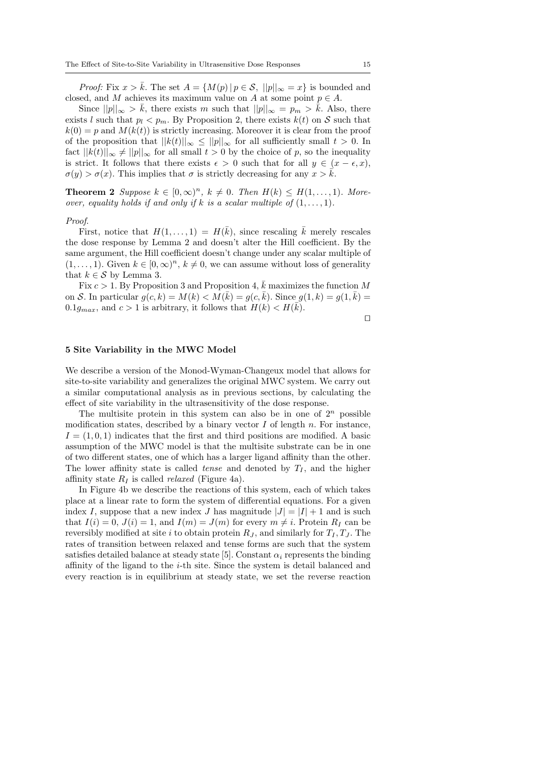*Proof:* Fix $x > \bar{k}$. The set $A = \{M(p) \,|\, p \in \mathcal{S},\ ||p||_\infty = x\}$ is bounded and closed, and $M$ achieves its maximum value on $A$ at some point $p \in A$.

Since $||p||_\infty > \bar{k}$, there exists $m$ such that $||p||_\infty = p_m > \bar{k}$. Also, there exists $l$ such that $p_l < p_m$. By Proposition 2, there exists $k(t)$ on $\mathcal{S}$ such that $k(0) = p$ and $M(k(t))$ is strictly increasing. Moreover it is clear from the proof of the proposition that $||k(t)||_\infty \leq ||p||_\infty$ for all sufficiently small $t > 0$. In fact $||k(t)||_\infty \neq ||p||_\infty$ for all small $t > 0$ by the choice of $p$, so the inequality is strict. It follows that there exists $\epsilon > 0$ such that for all $y \in (x - \epsilon, x)$, $\sigma(y) > \sigma(x)$. This implies that $\sigma$ is strictly decreasing for any $x > \bar{k}$.

**Theorem 2** *Suppose $k \in [0, \infty)^n$, $k \neq 0$. Then $H(k) \leq H(1, \ldots, 1)$. Moreover, equality holds if and only if $k$ is a scalar multiple of $(1, \ldots, 1)$.*

*Proof.*

First, notice that $H(1, \ldots, 1) = H(\bar{k})$, since rescaling $\bar{k}$ merely rescales the dose response by Lemma 2 and doesn't alter the Hill coefficient. By the same argument, the Hill coefficient doesn't change under any scalar multiple of $(1, \ldots, 1)$. Given $k \in [0, \infty)^n$, $k \neq 0$, we can assume without loss of generality that $k \in \mathcal{S}$ by Lemma 3.

Fix $c > 1$. By Proposition 3 and Proposition 4, $\bar{k}$ maximizes the function $M$ on $\mathcal{S}$. In particular $g(c, k) = M(k) < M(\bar{k}) = g(c, \bar{k})$. Since $g(1, k) = g(1, \bar{k}) = 0.1 g_{max}$, and $c > 1$ is arbitrary, it follows that $H(k) < H(\bar{k})$.

□

## 5 Site Variability in the MWC Model

We describe a version of the Monod-Wyman-Changeux model that allows for site-to-site variability and generalizes the original MWC system. We carry out a similar computational analysis as in previous sections, by calculating the effect of site variability in the ultrasensitivity of the dose response.

The multisite protein in this system can also be in one of $2^n$ possible modification states, described by a binary vector $I$ of length $n$. For instance, $I = (1, 0, 1)$ indicates that the first and third positions are modified. A basic assumption of the MWC model is that the multisite substrate can be in one of two different states, one of which has a larger ligand affinity than the other. The lower affinity state is called *tense* and denoted by $T_I$, and the higher affinity state $R_I$ is called *relaxed* (Figure 4a).

In Figure 4b we describe the reactions of this system, each of which takes place at a linear rate to form the system of differential equations. For a given index $I$, suppose that a new index $J$ has magnitude $|J| = |I| + 1$ and is such that $I(i) = 0$, $J(i) = 1$, and $I(m) = J(m)$ for every $m \neq i$. Protein $R_I$ can be reversibly modified at site $i$ to obtain protein $R_J$, and similarly for $T_I, T_J$. The rates of transition between relaxed and tense forms are such that the system satisfies detailed balance at steady state [5]. Constant $\alpha_i$ represents the binding affinity of the ligand to the $i$-th site. Since the system is detail balanced and every reaction is in equilibrium at steady state, we set the reverse reaction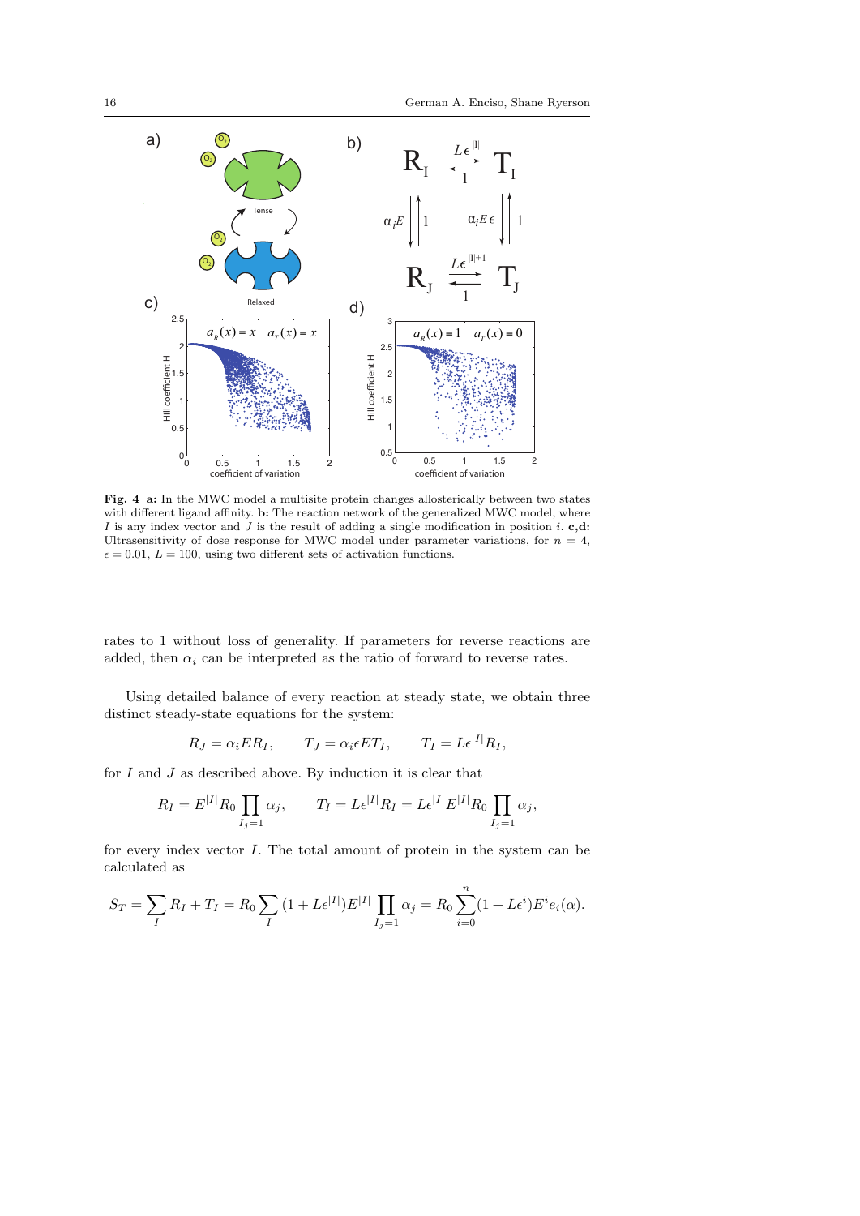**Fig. 4** **a:** In the MWC model a multisite protein changes allosterically between two states with different ligand affinity. **b:** The reaction network of the generalized MWC model, where $I$ is any index vector and $J$ is the result of adding a single modification in position $i$. **c,d:** Ultrasensitivity of dose response for MWC model under parameter variations, for $n = 4$, $\epsilon = 0.01$, $L = 100$, using two different sets of activation functions.

rates to 1 without loss of generality. If parameters for reverse reactions are added, then $\alpha_i$ can be interpreted as the ratio of forward to reverse rates.

Using detailed balance of every reaction at steady state, we obtain three distinct steady-state equations for the system:

$$R_J = \alpha_i E R_I, \qquad T_J = \alpha_i \epsilon E T_I, \qquad T_I = L\epsilon^{|I|} R_I,$$

for $I$ and $J$ as described above. By induction it is clear that

$$R_I = E^{|I|} R_0 \prod_{I_j=1} \alpha_j, \qquad T_I = L\epsilon^{|I|} R_I = L\epsilon^{|I|} E^{|I|} R_0 \prod_{I_j=1} \alpha_j,$$

for every index vector $I$. The total amount of protein in the system can be calculated as

$$S_T = \sum_I R_I + T_I = R_0 \sum_I (1 + L\epsilon^{|I|}) E^{|I|} \prod_{I_j=1} \alpha_j = R_0 \sum_{i=0}^{n} (1 + L\epsilon^i) E^i e_i(\alpha).$$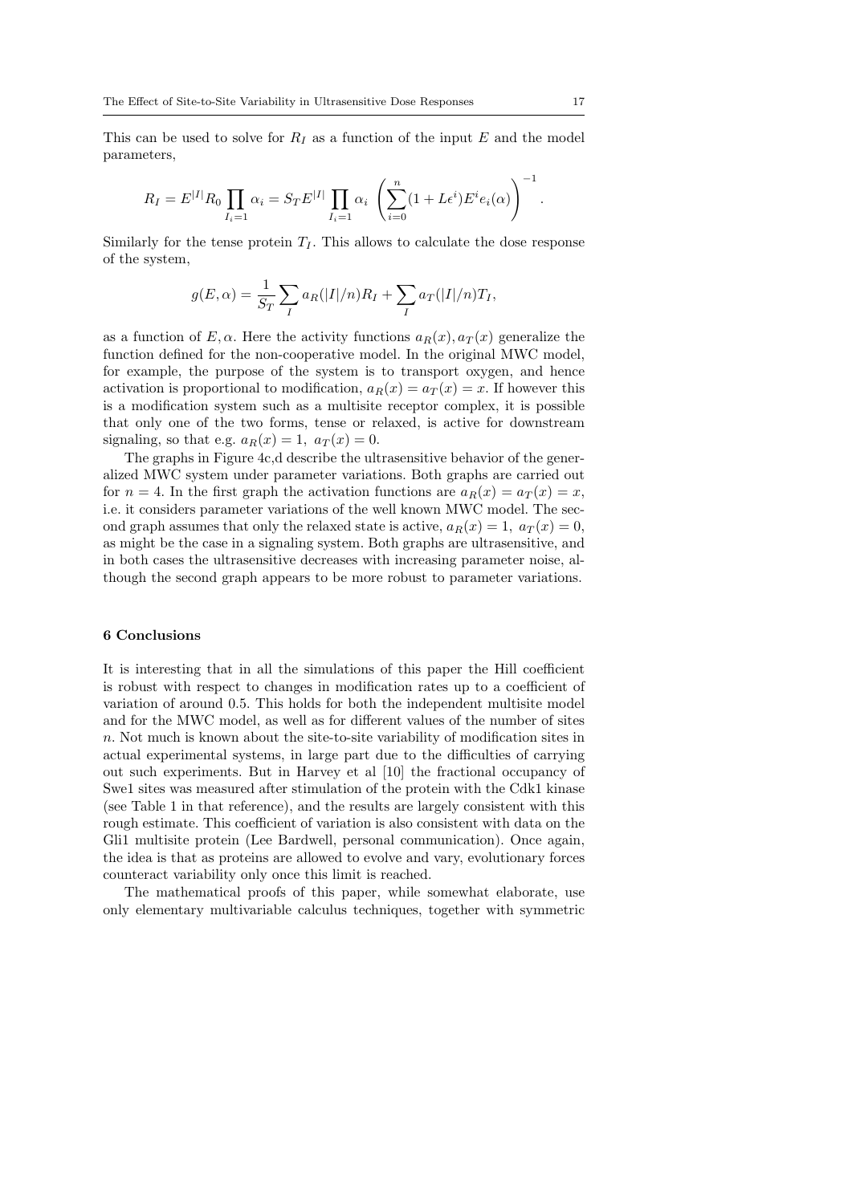This can be used to solve for $R_I$ as a function of the input $E$ and the model parameters,

$$R_I = E^{|I|} R_0 \prod_{I_i=1} \alpha_i = S_T E^{|I|} \prod_{I_i=1} \alpha_i \left( \sum_{i=0}^{n} (1 + L\epsilon^i) E^i e_i(\alpha) \right)^{-1}.$$

Similarly for the tense protein $T_I$. This allows to calculate the dose response of the system,

$$g(E, \alpha) = \frac{1}{S_T} \sum_I a_R(|I|/n) R_I + \sum_I a_T(|I|/n) T_I,$$

as a function of $E, \alpha$. Here the activity functions $a_R(x), a_T(x)$ generalize the function defined for the non-cooperative model. In the original MWC model, for example, the purpose of the system is to transport oxygen, and hence activation is proportional to modification, $a_R(x) = a_T(x) = x$. If however this is a modification system such as a multisite receptor complex, it is possible that only one of the two forms, tense or relaxed, is active for downstream signaling, so that e.g. $a_R(x) = 1,\ a_T(x) = 0$.

The graphs in Figure 4c,d describe the ultrasensitive behavior of the generalized MWC system under parameter variations. Both graphs are carried out for $n = 4$. In the first graph the activation functions are $a_R(x) = a_T(x) = x$, i.e. it considers parameter variations of the well known MWC model. The second graph assumes that only the relaxed state is active, $a_R(x) = 1,\ a_T(x) = 0$, as might be the case in a signaling system. Both graphs are ultrasensitive, and in both cases the ultrasensitive decreases with increasing parameter noise, although the second graph appears to be more robust to parameter variations.

## 6 Conclusions

It is interesting that in all the simulations of this paper the Hill coefficient is robust with respect to changes in modification rates up to a coefficient of variation of around 0.5. This holds for both the independent multisite model and for the MWC model, as well as for different values of the number of sites $n$. Not much is known about the site-to-site variability of modification sites in actual experimental systems, in large part due to the difficulties of carrying out such experiments. But in Harvey et al [10] the fractional occupancy of Swe1 sites was measured after stimulation of the protein with the Cdk1 kinase (see Table 1 in that reference), and the results are largely consistent with this rough estimate. This coefficient of variation is also consistent with data on the Gli1 multisite protein (Lee Bardwell, personal communication). Once again, the idea is that as proteins are allowed to evolve and vary, evolutionary forces counteract variability only once this limit is reached.

The mathematical proofs of this paper, while somewhat elaborate, use only elementary multivariable calculus techniques, together with symmetric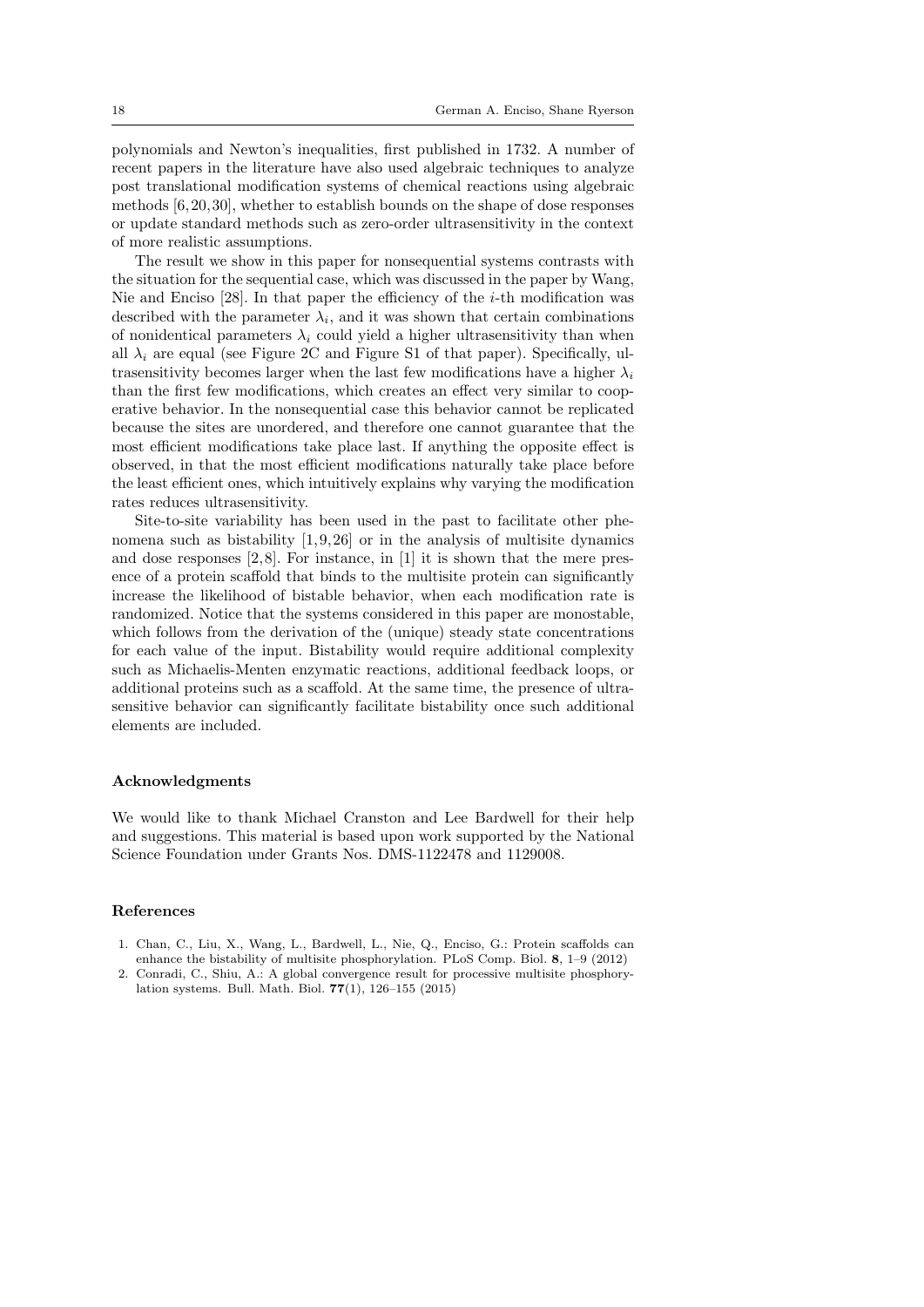polynomials and Newton's inequalities, first published in 1732. A number of recent papers in the literature have also used algebraic techniques to analyze post translational modification systems of chemical reactions using algebraic methods [6, 20, 30], whether to establish bounds on the shape of dose responses or update standard methods such as zero-order ultrasensitivity in the context of more realistic assumptions.

The result we show in this paper for nonsequential systems contrasts with the situation for the sequential case, which was discussed in the paper by Wang, Nie and Enciso [28]. In that paper the efficiency of the $i$-th modification was described with the parameter $\lambda_i$, and it was shown that certain combinations of nonidentical parameters $\lambda_i$ could yield a higher ultrasensitivity than when all $\lambda_i$ are equal (see Figure 2C and Figure S1 of that paper). Specifically, ultrasensitivity becomes larger when the last few modifications have a higher $\lambda_i$ than the first few modifications, which creates an effect very similar to cooperative behavior. In the nonsequential case this behavior cannot be replicated because the sites are unordered, and therefore one cannot guarantee that the most efficient modifications take place last. If anything the opposite effect is observed, in that the most efficient modifications naturally take place before the least efficient ones, which intuitively explains why varying the modification rates reduces ultrasensitivity.

Site-to-site variability has been used in the past to facilitate other phenomena such as bistability [1, 9, 26] or in the analysis of multisite dynamics and dose responses [2, 8]. For instance, in [1] it is shown that the mere presence of a protein scaffold that binds to the multisite protein can significantly increase the likelihood of bistable behavior, when each modification rate is randomized. Notice that the systems considered in this paper are monostable, which follows from the derivation of the (unique) steady state concentrations for each value of the input. Bistability would require additional complexity such as Michaelis-Menten enzymatic reactions, additional feedback loops, or additional proteins such as a scaffold. At the same time, the presence of ultrasensitive behavior can significantly facilitate bistability once such additional elements are included.

## Acknowledgments

We would like to thank Michael Cranston and Lee Bardwell for their help and suggestions. This material is based upon work supported by the National Science Foundation under Grants Nos. DMS-1122478 and 1129008.

## References

1. Chan, C., Liu, X., Wang, L., Bardwell, L., Nie, Q., Enciso, G.: Protein scaffolds can enhance the bistability of multisite phosphorylation. PLoS Comp. Biol. **8**, 1–9 (2012)
2. Conradi, C., Shiu, A.: A global convergence result for processive multisite phosphorylation systems. Bull. Math. Biol. **77**(1), 126–155 (2015)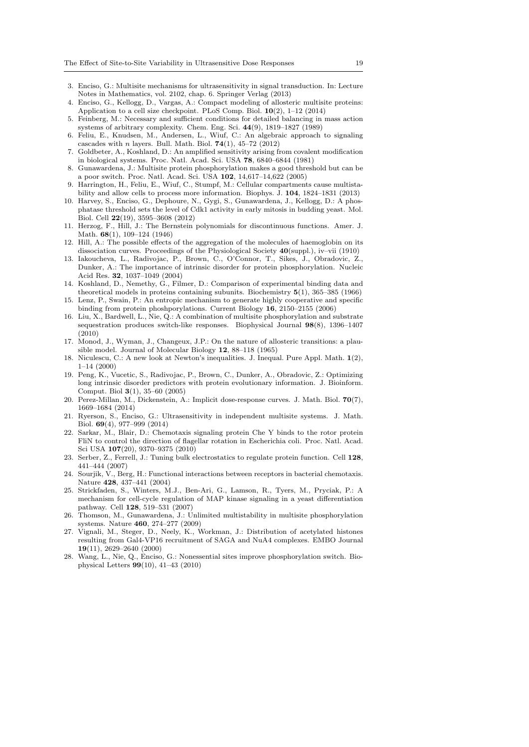3. Enciso, G.: Multisite mechanisms for ultrasensitivity in signal transduction. In: Lecture Notes in Mathematics, vol. 2102, chap. 6. Springer Verlag (2013)
4. Enciso, G., Kellogg, D., Vargas, A.: Compact modeling of allosteric multisite proteins: Application to a cell size checkpoint. PLoS Comp. Biol. **10**(2), 1–12 (2014)
5. Feinberg, M.: Necessary and sufficient conditions for detailed balancing in mass action systems of arbitrary complexity. Chem. Eng. Sci. **44**(9), 1819–1827 (1989)
6. Feliu, E., Knudsen, M., Andersen, L., Wiuf, C.: An algebraic approach to signaling cascades with $n$ layers. Bull. Math. Biol. **74**(1), 45–72 (2012)
7. Goldbeter, A., Koshland, D.: An amplified sensitivity arising from covalent modification in biological systems. Proc. Natl. Acad. Sci. USA **78**, 6840–6844 (1981)
8. Gunawardena, J.: Multisite protein phosphorylation makes a good threshold but can be a poor switch. Proc. Natl. Acad. Sci. USA **102**, 14,617–14,622 (2005)
9. Harrington, H., Feliu, E., Wiuf, C., Stumpf, M.: Cellular compartments cause multistability and allow cells to process more information. Biophys. J. **104**, 1824–1831 (2013)
10. Harvey, S., Enciso, G., Dephoure, N., Gygi, S., Gunawardena, J., Kellogg, D.: A phosphatase threshold sets the level of Cdk1 activity in early mitosis in budding yeast. Mol. Biol. Cell **22**(19), 3595–3608 (2012)
11. Herzog, F., Hill, J.: The Bernstein polynomials for discontinuous functions. Amer. J. Math. **68**(1), 109–124 (1946)
12. Hill, A.: The possible effects of the aggregation of the molecules of haemoglobin on its dissociation curves. Proceedings of the Physiological Society **40**(suppl.), iv–vii (1910)
13. Iakoucheva, L., Radivojac, P., Brown, C., O'Connor, T., Sikes, J., Obradovic, Z., Dunker, A.: The importance of intrinsic disorder for protein phosphorylation. Nucleic Acid Res. **32**, 1037–1049 (2004)
14. Koshland, D., Nemethy, G., Filmer, D.: Comparison of experimental binding data and theoretical models in proteins containing subunits. Biochemistry **5**(1), 365–385 (1966)
15. Lenz, P., Swain, P.: An entropic mechanism to generate highly cooperative and specific binding from protein phoshporylations. Current Biology **16**, 2150–2155 (2006)
16. Liu, X., Bardwell, L., Nie, Q.: A combination of multisite phosphorylation and substrate sequestration produces switch-like responses. Biophysical Journal **98**(8), 1396–1407 (2010)
17. Monod, J., Wyman, J., Changeux, J.P.: On the nature of allosteric transitions: a plausible model. Journal of Molecular Biology **12**, 88–118 (1965)
18. Niculescu, C.: A new look at Newton's inequalities. J. Inequal. Pure Appl. Math. **1**(2), 1–14 (2000)
19. Peng, K., Vucetic, S., Radivojac, P., Brown, C., Dunker, A., Obradovic, Z.: Optimizing long intrinsic disorder predictors with protein evolutionary information. J. Bioinform. Comput. Biol **3**(1), 35–60 (2005)
20. Perez-Millan, M., Dickenstein, A.: Implicit dose-response curves. J. Math. Biol. **70**(7), 1669–1684 (2014)
21. Ryerson, S., Enciso, G.: Ultrasensitivity in independent multisite systems. J. Math. Biol. **69**(4), 977–999 (2014)
22. Sarkar, M., Blair, D.: Chemotaxis signaling protein Che Y binds to the rotor protein FliN to control the direction of flagellar rotation in Escherichia coli. Proc. Natl. Acad. Sci USA **107**(20), 9370–9375 (2010)
23. Serber, Z., Ferrell, J.: Tuning bulk electrostatics to regulate protein function. Cell **128**, 441–444 (2007)
24. Sourjik, V., Berg, H.: Functional interactions between receptors in bacterial chemotaxis. Nature **428**, 437–441 (2004)
25. Strickfaden, S., Winters, M.J., Ben-Ari, G., Lamson, R., Tyers, M., Pryciak, P.: A mechanism for cell-cycle regulation of MAP kinase signaling in a yeast differentiation pathway. Cell **128**, 519–531 (2007)
26. Thomson, M., Gunawardena, J.: Unlimited multistability in multisite phosphorylation systems. Nature **460**, 274–277 (2009)
27. Vignali, M., Steger, D., Neely, K., Workman, J.: Distribution of acetylated histones resulting from Gal4-VP16 recruitment of SAGA and NuA4 complexes. EMBO Journal **19**(11), 2629–2640 (2000)
28. Wang, L., Nie, Q., Enciso, G.: Nonessential sites improve phosphorylation switch. Biophysical Letters **99**(10), 41–43 (2010)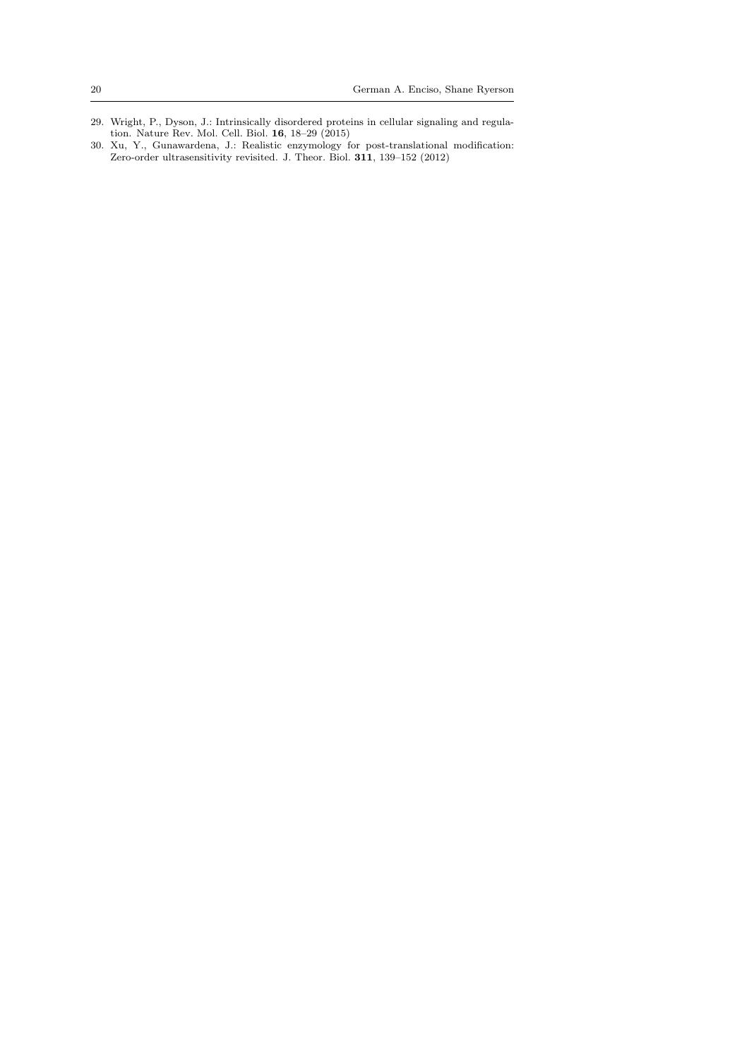29. Wright, P., Dyson, J.: Intrinsically disordered proteins in cellular signaling and regulation. Nature Rev. Mol. Cell. Biol. **16**, 18–29 (2015)
30. Xu, Y., Gunawardena, J.: Realistic enzymology for post-translational modification: Zero-order ultrasensitivity revisited. J. Theor. Biol. **311**, 139–152 (2012)